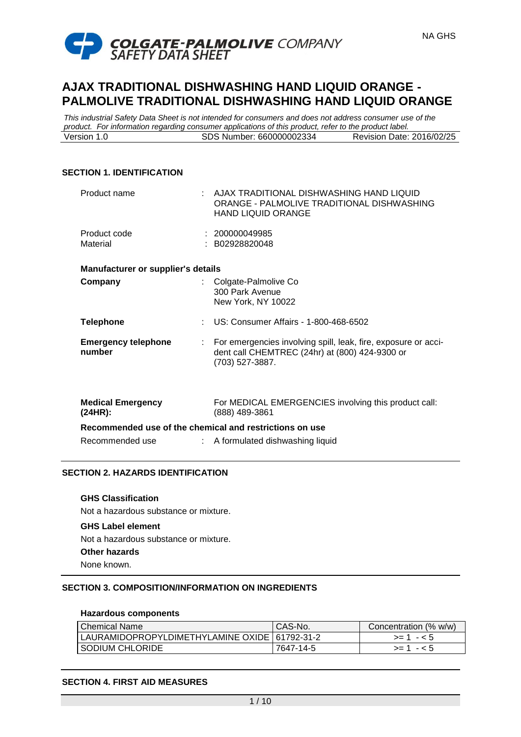COLGATE-PALMOLIVE COMPANY
SAFETY DATA SHEET

NA GHS

# AJAX TRADITIONAL DISHWASHING HAND LIQUID ORANGE - PALMOLIVE TRADITIONAL DISHWASHING HAND LIQUID ORANGE

*This industrial Safety Data Sheet is not intended for consumers and does not address consumer use of the product. For information regarding consumer applications of this product, refer to the product label.*

| Version 1.0 | SDS Number: 660000002334 | Revision Date: 2016/02/25 |
|---|---|---|

## SECTION 1. IDENTIFICATION

Product name : AJAX TRADITIONAL DISHWASHING HAND LIQUID ORANGE - PALMOLIVE TRADITIONAL DISHWASHING HAND LIQUID ORANGE

Product code : 200000049985
Material : B02928820048

**Manufacturer or supplier's details**

**Company** : Colgate-Palmolive Co
300 Park Avenue
New York, NY 10022

**Telephone** : US: Consumer Affairs - 1-800-468-6502

**Emergency telephone number** : For emergencies involving spill, leak, fire, exposure or accident call CHEMTREC (24hr) at (800) 424-9300 or (703) 527-3887.

**Medical Emergency (24HR):** For MEDICAL EMERGENCIES involving this product call: (888) 489-3861

**Recommended use of the chemical and restrictions on use**

Recommended use : A formulated dishwashing liquid

## SECTION 2. HAZARDS IDENTIFICATION

**GHS Classification**

Not a hazardous substance or mixture.

**GHS Label element**

Not a hazardous substance or mixture.

**Other hazards**

None known.

## SECTION 3. COMPOSITION/INFORMATION ON INGREDIENTS

**Hazardous components**

| Chemical Name | CAS-No. | Concentration (% w/w) |
|---|---|---|
| LAURAMIDOPROPYLDIMETHYLAMINE OXIDE | 61792-31-2 | >= 1 - < 5 |
| SODIUM CHLORIDE | 7647-14-5 | >= 1 - < 5 |

## SECTION 4. FIRST AID MEASURES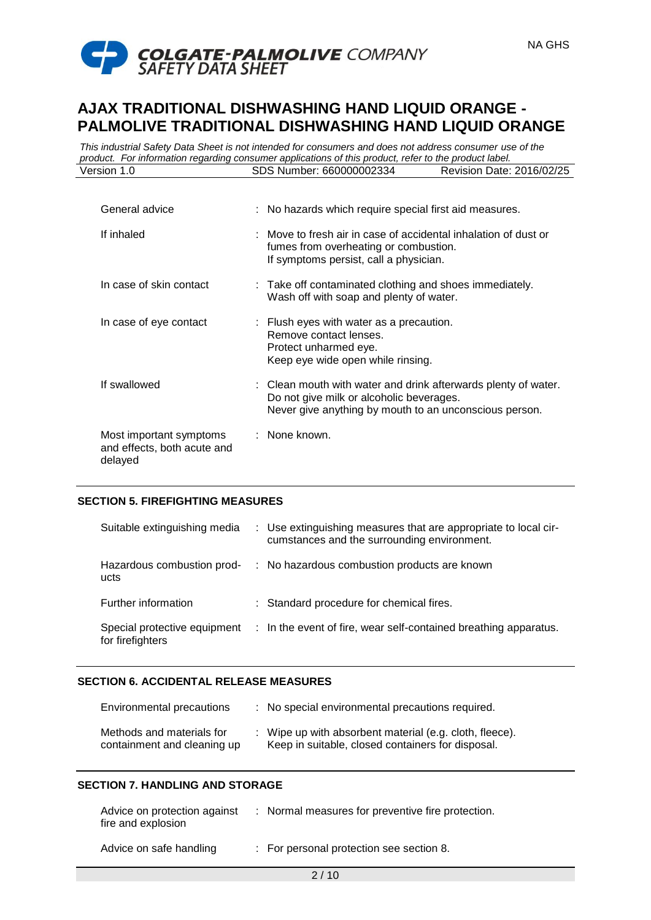| | |
|---|---|
| General advice | : No hazards which require special first aid measures. |
| If inhaled | : Move to fresh air in case of accidental inhalation of dust or fumes from overheating or combustion.<br>If symptoms persist, call a physician. |
| In case of skin contact | : Take off contaminated clothing and shoes immediately.<br>Wash off with soap and plenty of water. |
| In case of eye contact | : Flush eyes with water as a precaution.<br>Remove contact lenses.<br>Protect unharmed eye.<br>Keep eye wide open while rinsing. |
| If swallowed | : Clean mouth with water and drink afterwards plenty of water.<br>Do not give milk or alcoholic beverages.<br>Never give anything by mouth to an unconscious person. |
| Most important symptoms and effects, both acute and delayed | : None known. |

## SECTION 5. FIREFIGHTING MEASURES

| | |
|---|---|
| Suitable extinguishing media | : Use extinguishing measures that are appropriate to local circumstances and the surrounding environment. |
| Hazardous combustion products | : No hazardous combustion products are known |
| Further information | : Standard procedure for chemical fires. |
| Special protective equipment for firefighters | : In the event of fire, wear self-contained breathing apparatus. |

## SECTION 6. ACCIDENTAL RELEASE MEASURES

| | |
|---|---|
| Environmental precautions | : No special environmental precautions required. |
| Methods and materials for containment and cleaning up | : Wipe up with absorbent material (e.g. cloth, fleece).<br>Keep in suitable, closed containers for disposal. |

## SECTION 7. HANDLING AND STORAGE

| | |
|---|---|
| Advice on protection against fire and explosion | : Normal measures for preventive fire protection. |
| Advice on safe handling | : For personal protection see section 8. |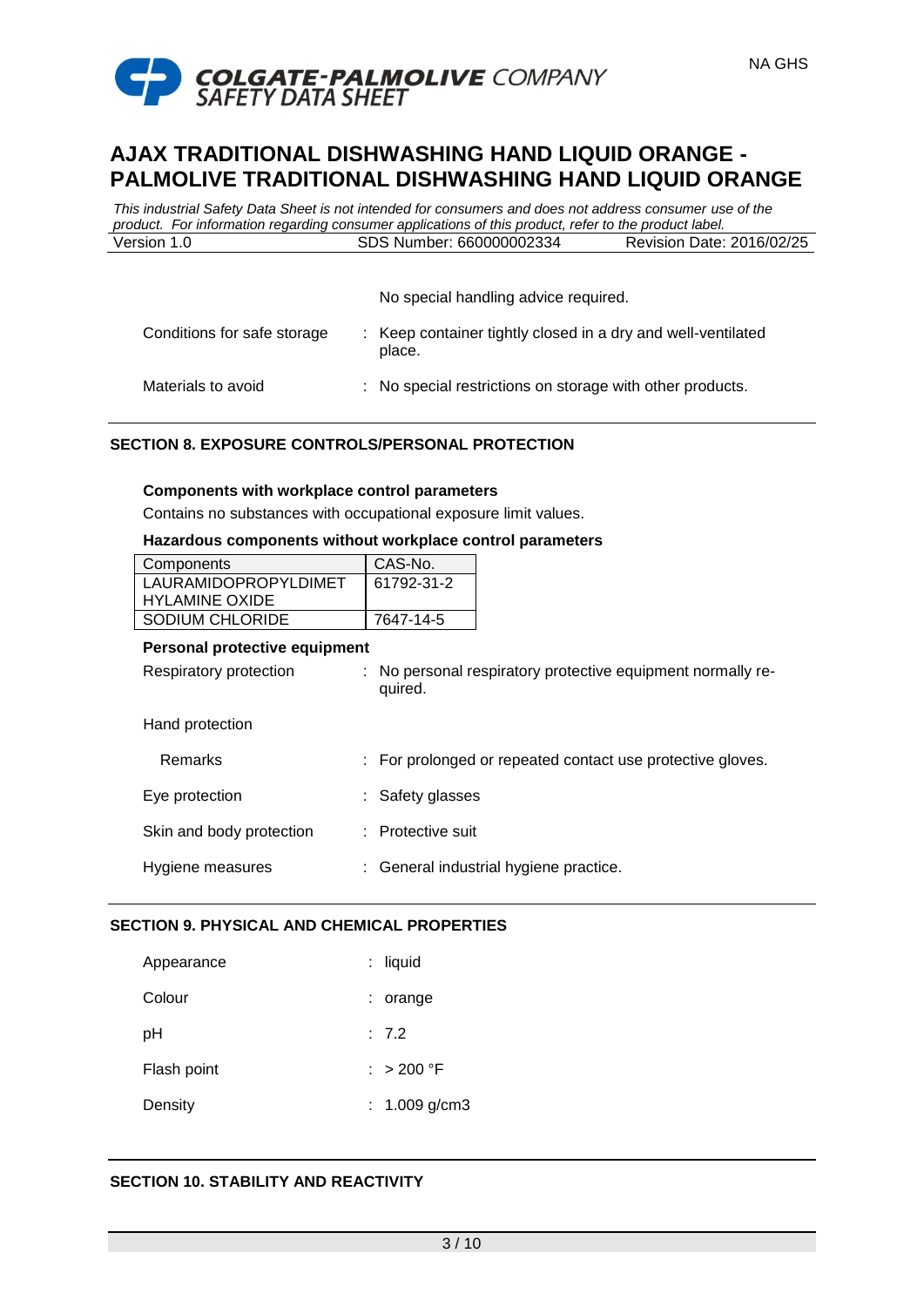No special handling advice required.

| | |
|---|---|
| Conditions for safe storage | : Keep container tightly closed in a dry and well-ventilated place. |
| Materials to avoid | : No special restrictions on storage with other products. |

## SECTION 8. EXPOSURE CONTROLS/PERSONAL PROTECTION

**Components with workplace control parameters**

Contains no substances with occupational exposure limit values.

**Hazardous components without workplace control parameters**

| Components | CAS-No. |
|---|---|
| LAURAMIDOPROPYLDIMETHYLAMINE OXIDE | 61792-31-2 |
| SODIUM CHLORIDE | 7647-14-5 |

**Personal protective equipment**

| | |
|---|---|
| Respiratory protection | : No personal respiratory protective equipment normally required. |
| Hand protection | |
| Remarks | : For prolonged or repeated contact use protective gloves. |
| Eye protection | : Safety glasses |
| Skin and body protection | : Protective suit |
| Hygiene measures | : General industrial hygiene practice. |

## SECTION 9. PHYSICAL AND CHEMICAL PROPERTIES

| | |
|---|---|
| Appearance | : liquid |
| Colour | : orange |
| pH | : 7.2 |
| Flash point | : > 200 °F |
| Density | : 1.009 g/cm3 |

## SECTION 10. STABILITY AND REACTIVITY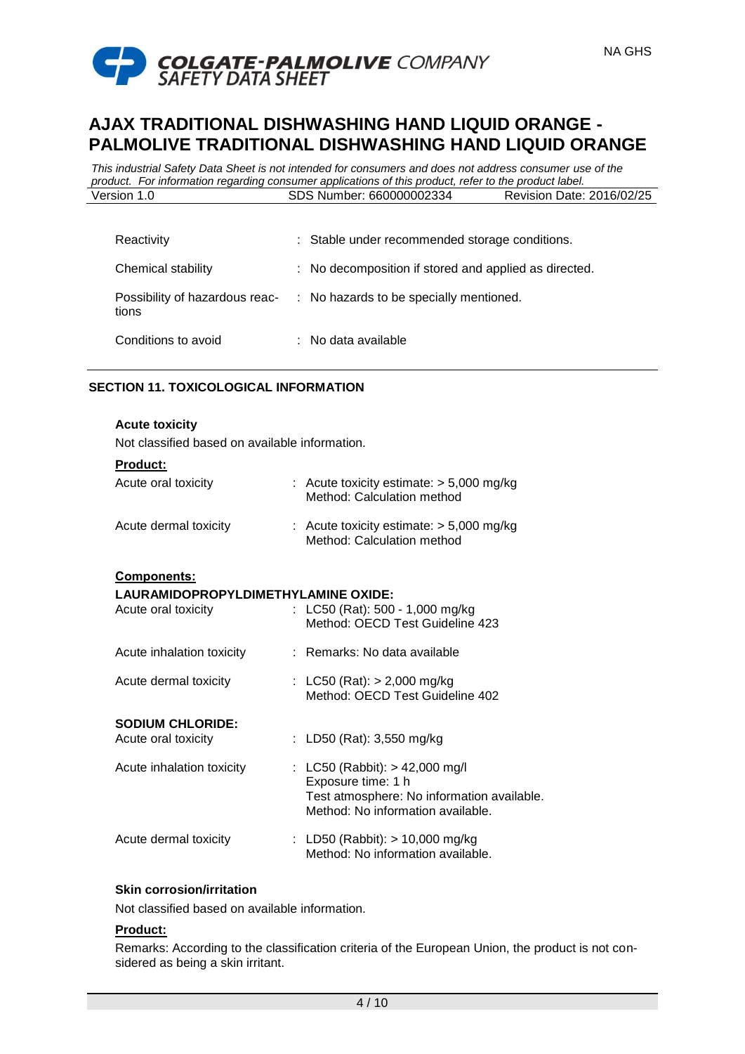| | |
|---|---|
| Reactivity | : Stable under recommended storage conditions. |
| Chemical stability | : No decomposition if stored and applied as directed. |
| Possibility of hazardous reactions | : No hazards to be specially mentioned. |
| Conditions to avoid | : No data available |

## SECTION 11. TOXICOLOGICAL INFORMATION

**Acute toxicity**

Not classified based on available information.

**Product:**

| | |
|---|---|
| Acute oral toxicity | : Acute toxicity estimate: > 5,000 mg/kg<br>Method: Calculation method |
| Acute dermal toxicity | : Acute toxicity estimate: > 5,000 mg/kg<br>Method: Calculation method |

**Components:**

**LAURAMIDOPROPYLDIMETHYLAMINE OXIDE:**

| | |
|---|---|
| Acute oral toxicity | : LC50 (Rat): 500 - 1,000 mg/kg<br>Method: OECD Test Guideline 423 |
| Acute inhalation toxicity | : Remarks: No data available |
| Acute dermal toxicity | : LC50 (Rat): > 2,000 mg/kg<br>Method: OECD Test Guideline 402 |

**SODIUM CHLORIDE:**

| | |
|---|---|
| Acute oral toxicity | : LD50 (Rat): 3,550 mg/kg |
| Acute inhalation toxicity | : LC50 (Rabbit): > 42,000 mg/l<br>Exposure time: 1 h<br>Test atmosphere: No information available.<br>Method: No information available. |
| Acute dermal toxicity | : LD50 (Rabbit): > 10,000 mg/kg<br>Method: No information available. |

**Skin corrosion/irritation**

Not classified based on available information.

**Product:**

Remarks: According to the classification criteria of the European Union, the product is not considered as being a skin irritant.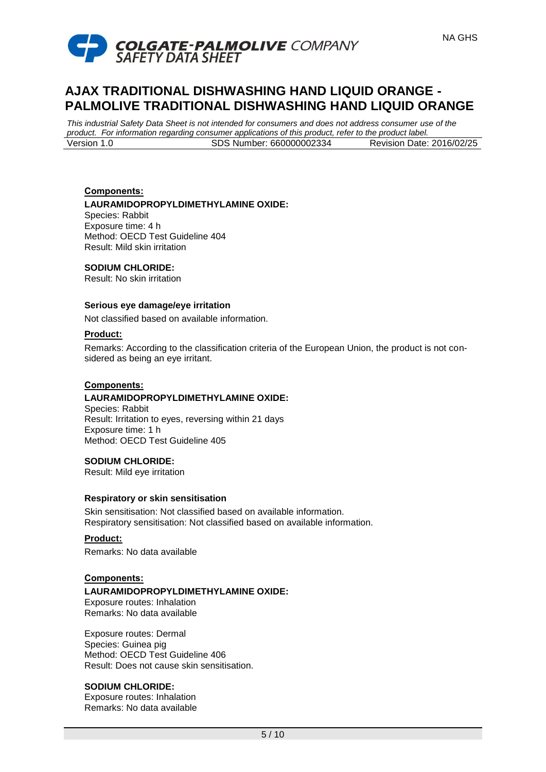**Components:**

**LAURAMIDOPROPYLDIMETHYLAMINE OXIDE:**
Species: Rabbit
Exposure time: 4 h
Method: OECD Test Guideline 404
Result: Mild skin irritation

**SODIUM CHLORIDE:**
Result: No skin irritation

**Serious eye damage/eye irritation**

Not classified based on available information.

**Product:**

Remarks: According to the classification criteria of the European Union, the product is not considered as being an eye irritant.

**Components:**

**LAURAMIDOPROPYLDIMETHYLAMINE OXIDE:**
Species: Rabbit
Result: Irritation to eyes, reversing within 21 days
Exposure time: 1 h
Method: OECD Test Guideline 405

**SODIUM CHLORIDE:**
Result: Mild eye irritation

**Respiratory or skin sensitisation**

Skin sensitisation: Not classified based on available information.
Respiratory sensitisation: Not classified based on available information.

**Product:**

Remarks: No data available

**Components:**

**LAURAMIDOPROPYLDIMETHYLAMINE OXIDE:**
Exposure routes: Inhalation
Remarks: No data available

Exposure routes: Dermal
Species: Guinea pig
Method: OECD Test Guideline 406
Result: Does not cause skin sensitisation.

**SODIUM CHLORIDE:**
Exposure routes: Inhalation
Remarks: No data available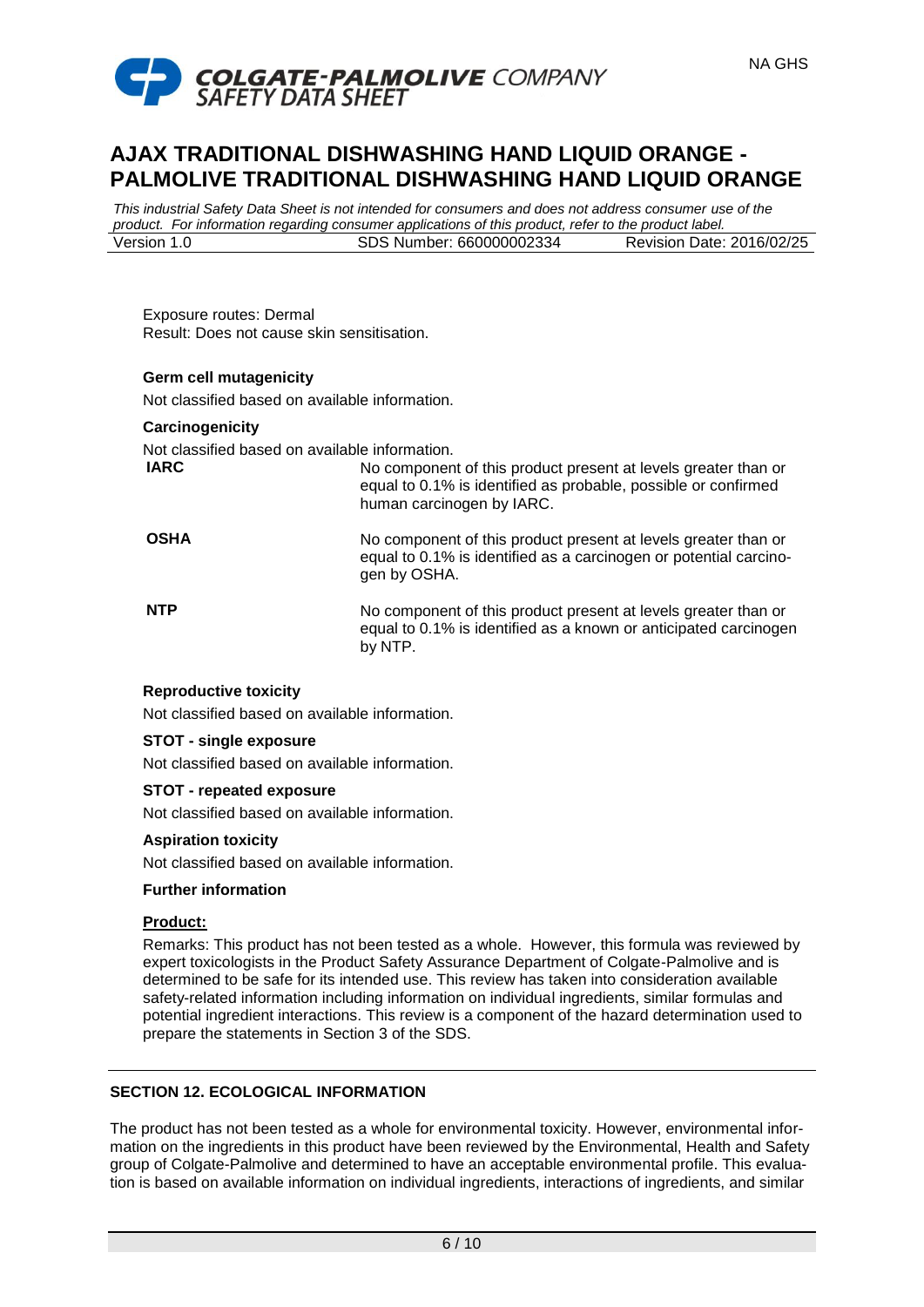Exposure routes: Dermal
Result: Does not cause skin sensitisation.

**Germ cell mutagenicity**

Not classified based on available information.

**Carcinogenicity**

Not classified based on available information.

| | |
|---|---|
| **IARC** | No component of this product present at levels greater than or equal to 0.1% is identified as probable, possible or confirmed human carcinogen by IARC. |
| **OSHA** | No component of this product present at levels greater than or equal to 0.1% is identified as a carcinogen or potential carcinogen by OSHA. |
| **NTP** | No component of this product present at levels greater than or equal to 0.1% is identified as a known or anticipated carcinogen by NTP. |

**Reproductive toxicity**

Not classified based on available information.

**STOT - single exposure**

Not classified based on available information.

**STOT - repeated exposure**

Not classified based on available information.

**Aspiration toxicity**

Not classified based on available information.

**Further information**

**Product:**

Remarks: This product has not been tested as a whole. However, this formula was reviewed by expert toxicologists in the Product Safety Assurance Department of Colgate-Palmolive and is determined to be safe for its intended use. This review has taken into consideration available safety-related information including information on individual ingredients, similar formulas and potential ingredient interactions. This review is a component of the hazard determination used to prepare the statements in Section 3 of the SDS.

## SECTION 12. ECOLOGICAL INFORMATION

The product has not been tested as a whole for environmental toxicity. However, environmental information on the ingredients in this product have been reviewed by the Environmental, Health and Safety group of Colgate-Palmolive and determined to have an acceptable environmental profile. This evaluation is based on available information on individual ingredients, interactions of ingredients, and similar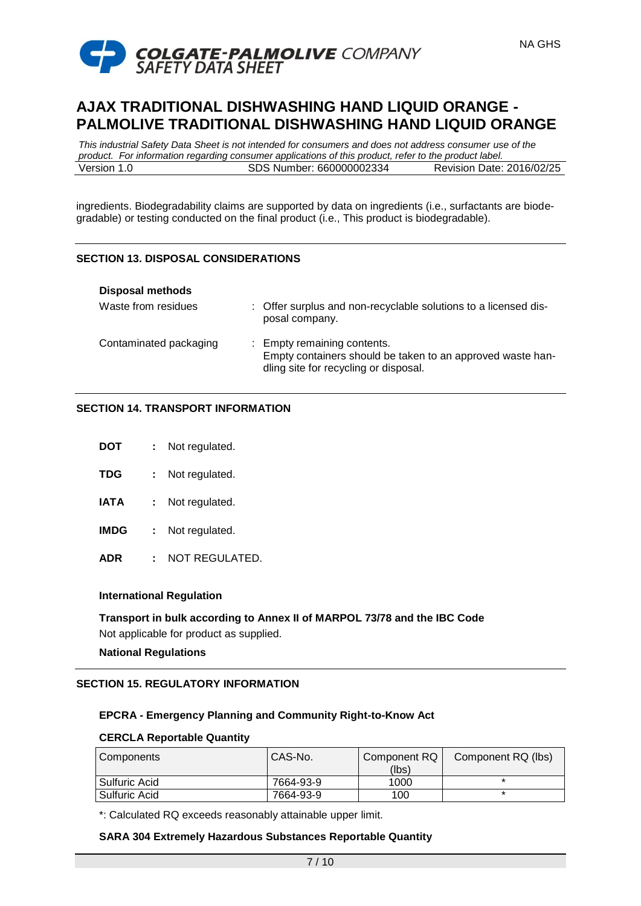ingredients. Biodegradability claims are supported by data on ingredients (i.e., surfactants are biodegradable) or testing conducted on the final product (i.e., This product is biodegradable).

## SECTION 13. DISPOSAL CONSIDERATIONS

**Disposal methods**

Waste from residues : Offer surplus and non-recyclable solutions to a licensed disposal company.

Contaminated packaging : Empty remaining contents.
Empty containers should be taken to an approved waste handling site for recycling or disposal.

## SECTION 14. TRANSPORT INFORMATION

**DOT** : Not regulated.

**TDG** : Not regulated.

**IATA** : Not regulated.

**IMDG** : Not regulated.

**ADR** : NOT REGULATED.

**International Regulation**

**Transport in bulk according to Annex II of MARPOL 73/78 and the IBC Code**

Not applicable for product as supplied.

**National Regulations**

## SECTION 15. REGULATORY INFORMATION

**EPCRA - Emergency Planning and Community Right-to-Know Act**

**CERCLA Reportable Quantity**

| Components | CAS-No. | Component RQ (lbs) | Component RQ (lbs) |
|---|---|---|---|
| Sulfuric Acid | 7664-93-9 | 1000 | * |
| Sulfuric Acid | 7664-93-9 | 100 | * |

*: Calculated RQ exceeds reasonably attainable upper limit.

**SARA 304 Extremely Hazardous Substances Reportable Quantity**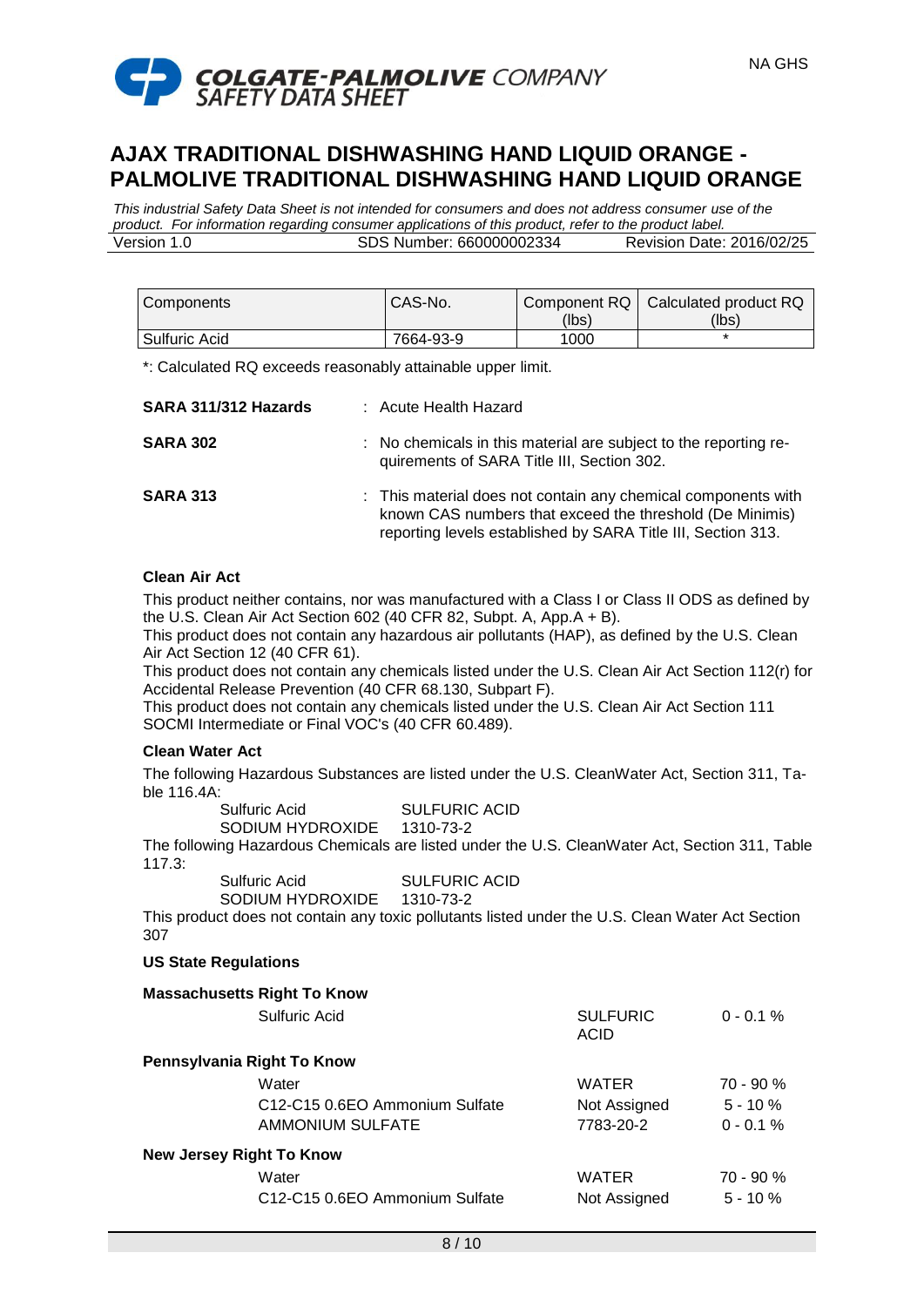| Components | CAS-No. | Component RQ (lbs) | Calculated product RQ (lbs) |
|---|---|---|---|
| Sulfuric Acid | 7664-93-9 | 1000 | * |

*: Calculated RQ exceeds reasonably attainable upper limit.

**SARA 311/312 Hazards** : Acute Health Hazard

**SARA 302** : No chemicals in this material are subject to the reporting requirements of SARA Title III, Section 302.

**SARA 313** : This material does not contain any chemical components with known CAS numbers that exceed the threshold (De Minimis) reporting levels established by SARA Title III, Section 313.

**Clean Air Act**

This product neither contains, nor was manufactured with a Class I or Class II ODS as defined by the U.S. Clean Air Act Section 602 (40 CFR 82, Subpt. A, App.A + B).
This product does not contain any hazardous air pollutants (HAP), as defined by the U.S. Clean Air Act Section 12 (40 CFR 61).
This product does not contain any chemicals listed under the U.S. Clean Air Act Section 112(r) for Accidental Release Prevention (40 CFR 68.130, Subpart F).
This product does not contain any chemicals listed under the U.S. Clean Air Act Section 111 SOCMI Intermediate or Final VOC's (40 CFR 60.489).

**Clean Water Act**

The following Hazardous Substances are listed under the U.S. CleanWater Act, Section 311, Table 116.4A:

| | |
|---|---|
| Sulfuric Acid | SULFURIC ACID |
| SODIUM HYDROXIDE | 1310-73-2 |

The following Hazardous Chemicals are listed under the U.S. CleanWater Act, Section 311, Table 117.3:

| | |
|---|---|
| Sulfuric Acid | SULFURIC ACID |
| SODIUM HYDROXIDE | 1310-73-2 |

This product does not contain any toxic pollutants listed under the U.S. Clean Water Act Section 307

**US State Regulations**

**Massachusetts Right To Know**

| | | |
|---|---|---|
| Sulfuric Acid | SULFURIC ACID | 0 - 0.1 % |

**Pennsylvania Right To Know**

| | | |
|---|---|---|
| Water | WATER | 70 - 90 % |
| C12-C15 0.6EO Ammonium Sulfate | Not Assigned | 5 - 10 % |
| AMMONIUM SULFATE | 7783-20-2 | 0 - 0.1 % |

**New Jersey Right To Know**

| | | |
|---|---|---|
| Water | WATER | 70 - 90 % |
| C12-C15 0.6EO Ammonium Sulfate | Not Assigned | 5 - 10 % |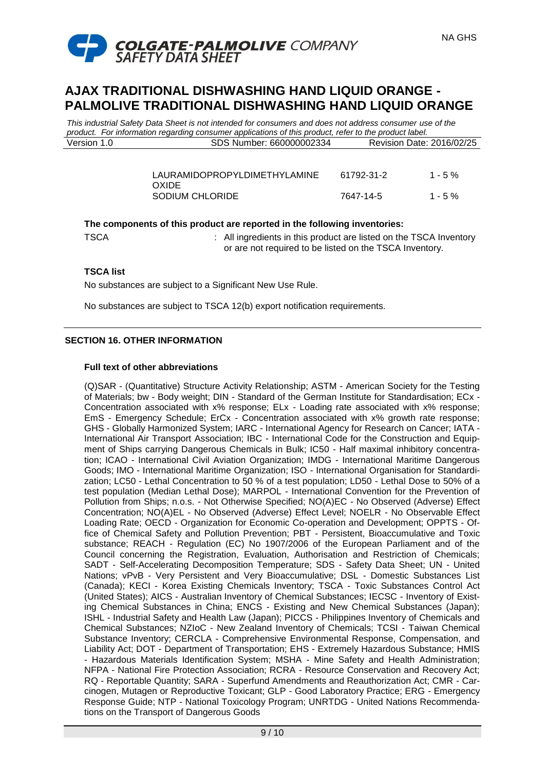| | | |
|---|---|---|
| LAURAMIDOPROPYLDIMETHYLAMINE OXIDE | 61792-31-2 | 1 - 5 % |
| SODIUM CHLORIDE | 7647-14-5 | 1 - 5 % |

**The components of this product are reported in the following inventories:**

TSCA : All ingredients in this product are listed on the TSCA Inventory or are not required to be listed on the TSCA Inventory.

**TSCA list**

No substances are subject to a Significant New Use Rule.

No substances are subject to TSCA 12(b) export notification requirements.

## SECTION 16. OTHER INFORMATION

**Full text of other abbreviations**

(Q)SAR - (Quantitative) Structure Activity Relationship; ASTM - American Society for the Testing of Materials; bw - Body weight; DIN - Standard of the German Institute for Standardisation; ECx - Concentration associated with x% response; ELx - Loading rate associated with x% response; EmS - Emergency Schedule; ErCx - Concentration associated with x% growth rate response; GHS - Globally Harmonized System; IARC - International Agency for Research on Cancer; IATA - International Air Transport Association; IBC - International Code for the Construction and Equipment of Ships carrying Dangerous Chemicals in Bulk; IC50 - Half maximal inhibitory concentration; ICAO - International Civil Aviation Organization; IMDG - International Maritime Dangerous Goods; IMO - International Maritime Organization; ISO - International Organisation for Standardization; LC50 - Lethal Concentration to 50 % of a test population; LD50 - Lethal Dose to 50% of a test population (Median Lethal Dose); MARPOL - International Convention for the Prevention of Pollution from Ships; n.o.s. - Not Otherwise Specified; NO(A)EC - No Observed (Adverse) Effect Concentration; NO(A)EL - No Observed (Adverse) Effect Level; NOELR - No Observable Effect Loading Rate; OECD - Organization for Economic Co-operation and Development; OPPTS - Office of Chemical Safety and Pollution Prevention; PBT - Persistent, Bioaccumulative and Toxic substance; REACH - Regulation (EC) No 1907/2006 of the European Parliament and of the Council concerning the Registration, Evaluation, Authorisation and Restriction of Chemicals; SADT - Self-Accelerating Decomposition Temperature; SDS - Safety Data Sheet; UN - United Nations; vPvB - Very Persistent and Very Bioaccumulative; DSL - Domestic Substances List (Canada); KECI - Korea Existing Chemicals Inventory; TSCA - Toxic Substances Control Act (United States); AICS - Australian Inventory of Chemical Substances; IECSC - Inventory of Existing Chemical Substances in China; ENCS - Existing and New Chemical Substances (Japan); ISHL - Industrial Safety and Health Law (Japan); PICCS - Philippines Inventory of Chemicals and Chemical Substances; NZIoC - New Zealand Inventory of Chemicals; TCSI - Taiwan Chemical Substance Inventory; CERCLA - Comprehensive Environmental Response, Compensation, and Liability Act; DOT - Department of Transportation; EHS - Extremely Hazardous Substance; HMIS - Hazardous Materials Identification System; MSHA - Mine Safety and Health Administration; NFPA - National Fire Protection Association; RCRA - Resource Conservation and Recovery Act; RQ - Reportable Quantity; SARA - Superfund Amendments and Reauthorization Act; CMR - Carcinogen, Mutagen or Reproductive Toxicant; GLP - Good Laboratory Practice; ERG - Emergency Response Guide; NTP - National Toxicology Program; UNRTDG - United Nations Recommendations on the Transport of Dangerous Goods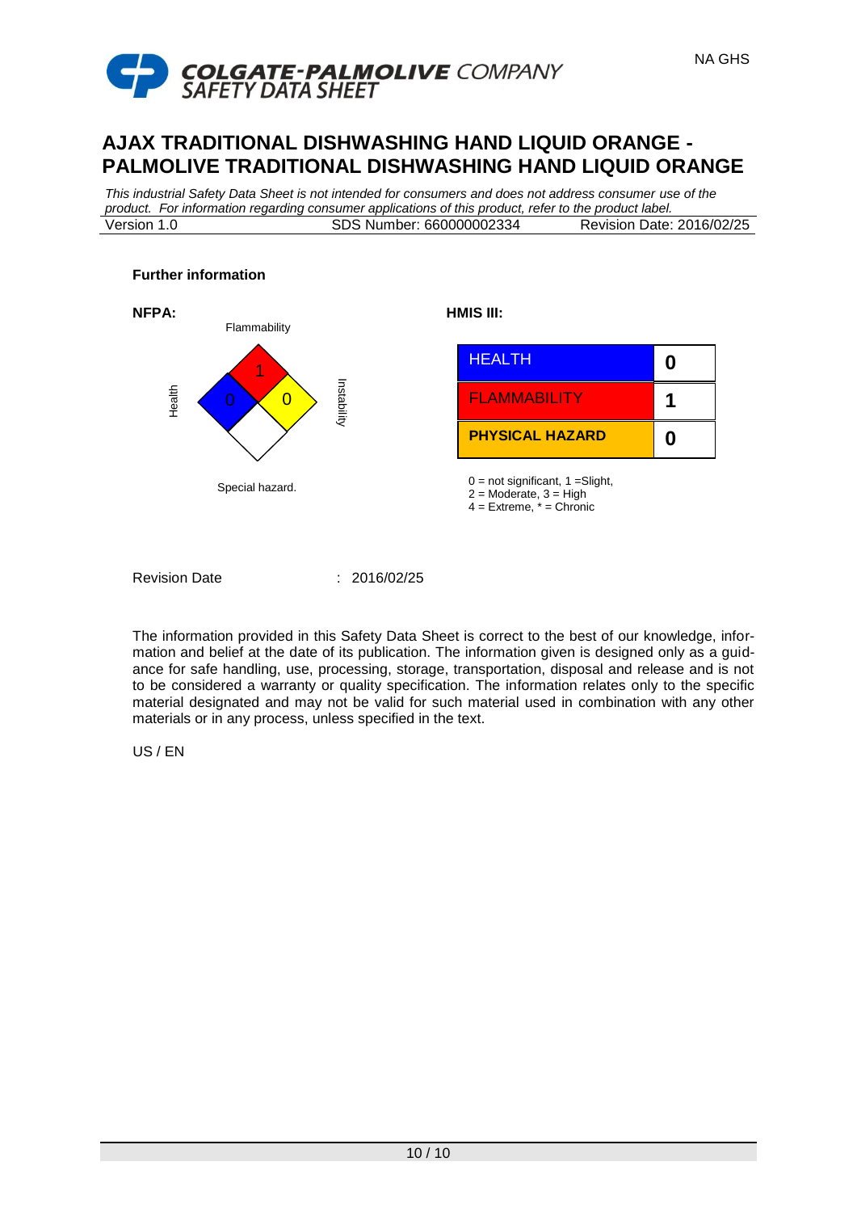**Further information**

**NFPA:**

Flammability

1

Health 0

0 Instability

Special hazard.

**HMIS III:**

| | |
|---|---|
| HEALTH | 0 |
| FLAMMABILITY | 1 |
| PHYSICAL HAZARD | 0 |

0 = not significant, 1 =Slight,
2 = Moderate, 3 = High
4 = Extreme, * = Chronic

Revision Date : 2016/02/25

The information provided in this Safety Data Sheet is correct to the best of our knowledge, information and belief at the date of its publication. The information given is designed only as a guidance for safe handling, use, processing, storage, transportation, disposal and release and is not to be considered a warranty or quality specification. The information relates only to the specific material designated and may not be valid for such material used in combination with any other materials or in any process, unless specified in the text.

US / EN